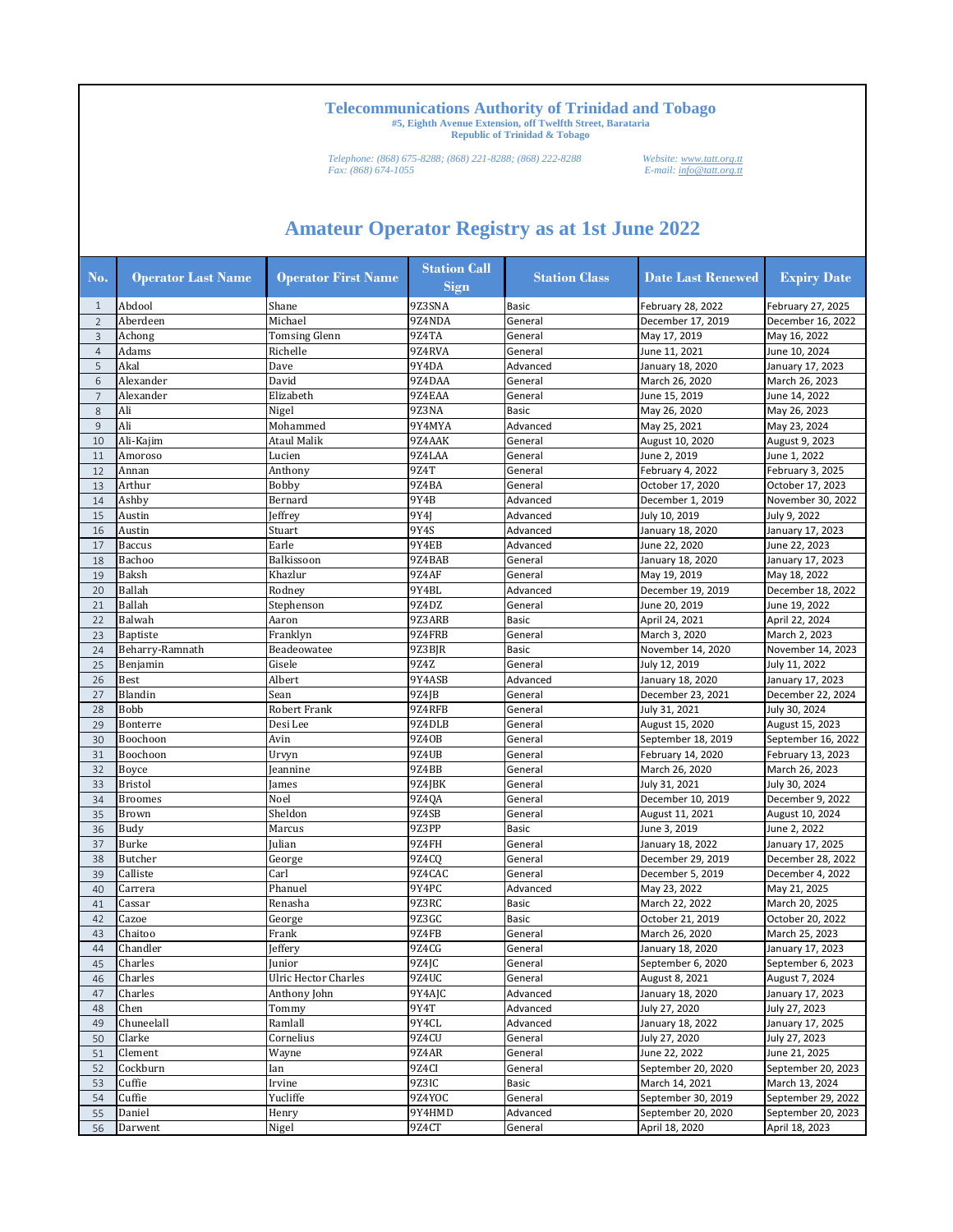# Telecommunications Authority of Trinidad and Tobago

**#5, Eighth Avenue Extension, off Twelfth Street, Barataria**
**Republic of Trinidad & Tobago**

*Telephone: (868) 675-8288; (868) 221-8288; (868) 222-8288*
*Fax: (868) 674-1055*

*Website: www.tatt.org.tt*
*E-mail: info@tatt.org.tt*

## Amateur Operator Registry as at 1st June 2022

| No. | Operator Last Name | Operator First Name | Station Call Sign | Station Class | Date Last Renewed | Expiry Date |
|---|---|---|---|---|---|---|
| 1 | Abdool | Shane | 9Z3SNA | Basic | February 28, 2022 | February 27, 2025 |
| 2 | Aberdeen | Michael | 9Z4NDA | General | December 17, 2019 | December 16, 2022 |
| 3 | Achong | Tomsing Glenn | 9Z4TA | General | May 17, 2019 | May 16, 2022 |
| 4 | Adams | Richelle | 9Z4RVA | General | June 11, 2021 | June 10, 2024 |
| 5 | Akal | Dave | 9Y4DA | Advanced | January 18, 2020 | January 17, 2023 |
| 6 | Alexander | David | 9Z4DAA | General | March 26, 2020 | March 26, 2023 |
| 7 | Alexander | Elizabeth | 9Z4EAA | General | June 15, 2019 | June 14, 2022 |
| 8 | Ali | Nigel | 9Z3NA | Basic | May 26, 2020 | May 26, 2023 |
| 9 | Ali | Mohammed | 9Y4MYA | Advanced | May 25, 2021 | May 23, 2024 |
| 10 | Ali-Kajim | Ataul Malik | 9Z4AAK | General | August 10, 2020 | August 9, 2023 |
| 11 | Amoroso | Lucien | 9Z4LAA | General | June 2, 2019 | June 1, 2022 |
| 12 | Annan | Anthony | 9Z4T | General | February 4, 2022 | February 3, 2025 |
| 13 | Arthur | Bobby | 9Z4BA | General | October 17, 2020 | October 17, 2023 |
| 14 | Ashby | Bernard | 9Y4B | Advanced | December 1, 2019 | November 30, 2022 |
| 15 | Austin | Jeffrey | 9Y4J | Advanced | July 10, 2019 | July 9, 2022 |
| 16 | Austin | Stuart | 9Y4S | Advanced | January 18, 2020 | January 17, 2023 |
| 17 | Baccus | Earle | 9Y4EB | Advanced | June 22, 2020 | June 22, 2023 |
| 18 | Bachoo | Balkissoon | 9Z4BAB | General | January 18, 2020 | January 17, 2023 |
| 19 | Baksh | Khazlur | 9Z4AF | General | May 19, 2019 | May 18, 2022 |
| 20 | Ballah | Rodney | 9Y4BL | Advanced | December 19, 2019 | December 18, 2022 |
| 21 | Ballah | Stephenson | 9Z4DZ | General | June 20, 2019 | June 19, 2022 |
| 22 | Balwah | Aaron | 9Z3ARB | Basic | April 24, 2021 | April 22, 2024 |
| 23 | Baptiste | Franklyn | 9Z4FRB | General | March 3, 2020 | March 2, 2023 |
| 24 | Beharry-Ramnath | Beadeowatee | 9Z3BJR | Basic | November 14, 2020 | November 14, 2023 |
| 25 | Benjamin | Gisele | 9Z4Z | General | July 12, 2019 | July 11, 2022 |
| 26 | Best | Albert | 9Y4ASB | Advanced | January 18, 2020 | January 17, 2023 |
| 27 | Blandin | Sean | 9Z4JB | General | December 23, 2021 | December 22, 2024 |
| 28 | Bobb | Robert Frank | 9Z4RFB | General | July 31, 2021 | July 30, 2024 |
| 29 | Bonterre | Desi Lee | 9Z4DLB | General | August 15, 2020 | August 15, 2023 |
| 30 | Boochoon | Avin | 9Z4OB | General | September 18, 2019 | September 16, 2022 |
| 31 | Boochoon | Urvyn | 9Z4UB | General | February 14, 2020 | February 13, 2023 |
| 32 | Boyce | Jeannine | 9Z4BB | General | March 26, 2020 | March 26, 2023 |
| 33 | Bristol | James | 9Z4JBK | General | July 31, 2021 | July 30, 2024 |
| 34 | Broomes | Noel | 9Z4QA | General | December 10, 2019 | December 9, 2022 |
| 35 | Brown | Sheldon | 9Z4SB | General | August 11, 2021 | August 10, 2024 |
| 36 | Budy | Marcus | 9Z3PP | Basic | June 3, 2019 | June 2, 2022 |
| 37 | Burke | Julian | 9Z4FH | General | January 18, 2022 | January 17, 2025 |
| 38 | Butcher | George | 9Z4CQ | General | December 29, 2019 | December 28, 2022 |
| 39 | Calliste | Carl | 9Z4CAC | General | December 5, 2019 | December 4, 2022 |
| 40 | Carrera | Phanuel | 9Y4PC | Advanced | May 23, 2022 | May 21, 2025 |
| 41 | Cassar | Renasha | 9Z3RC | Basic | March 22, 2022 | March 20, 2025 |
| 42 | Cazoe | George | 9Z3GC | Basic | October 21, 2019 | October 20, 2022 |
| 43 | Chaitoo | Frank | 9Z4FB | General | March 26, 2020 | March 25, 2023 |
| 44 | Chandler | Jeffery | 9Z4CG | General | January 18, 2020 | January 17, 2023 |
| 45 | Charles | Junior | 9Z4JC | General | September 6, 2020 | September 6, 2023 |
| 46 | Charles | Ulric Hector Charles | 9Z4UC | General | August 8, 2021 | August 7, 2024 |
| 47 | Charles | Anthony John | 9Y4AJC | Advanced | January 18, 2020 | January 17, 2023 |
| 48 | Chen | Tommy | 9Y4T | Advanced | July 27, 2020 | July 27, 2023 |
| 49 | Chuneelall | Ramlall | 9Y4CL | Advanced | January 18, 2022 | January 17, 2025 |
| 50 | Clarke | Cornelius | 9Z4CU | General | July 27, 2020 | July 27, 2023 |
| 51 | Clement | Wayne | 9Z4AR | General | June 22, 2022 | June 21, 2025 |
| 52 | Cockburn | Ian | 9Z4CI | General | September 20, 2020 | September 20, 2023 |
| 53 | Cuffie | Irvine | 9Z3IC | Basic | March 14, 2021 | March 13, 2024 |
| 54 | Cuffie | Yucliffe | 9Z4YOC | General | September 30, 2019 | September 29, 2022 |
| 55 | Daniel | Henry | 9Y4HMD | Advanced | September 20, 2020 | September 20, 2023 |
| 56 | Darwent | Nigel | 9Z4CT | General | April 18, 2020 | April 18, 2023 |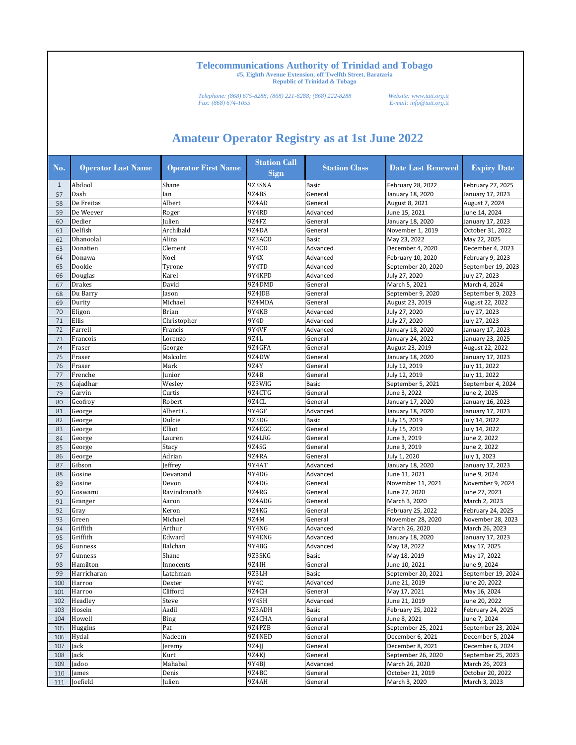# Telecommunications Authority of Trinidad and Tobago

**#5, Eighth Avenue Extension, off Twelfth Street, Barataria**
**Republic of Trinidad & Tobago**

*Telephone: (868) 675-8288; (868) 221-8288; (868) 222-8288*
*Fax: (868) 674-1055*

*Website: www.tatt.org.tt*
*E-mail: info@tatt.org.tt*

## Amateur Operator Registry as at 1st June 2022

| No. | Operator Last Name | Operator First Name | Station Call Sign | Station Class | Date Last Renewed | Expiry Date |
|---|---|---|---|---|---|---|
| 1 | Abdool | Shane | 9Z3SNA | Basic | February 28, 2022 | February 27, 2025 |
| 57 | Dash | Ian | 9Z4BS | General | January 18, 2020 | January 17, 2023 |
| 58 | De Freitas | Albert | 9Z4AD | General | August 8, 2021 | August 7, 2024 |
| 59 | De Weever | Roger | 9Y4RD | Advanced | June 15, 2021 | June 14, 2024 |
| 60 | Dedier | Julien | 9Z4FZ | General | January 18, 2020 | January 17, 2023 |
| 61 | Delfish | Archibald | 9Z4DA | General | November 1, 2019 | October 31, 2022 |
| 62 | Dhanoolal | Alina | 9Z3ACD | Basic | May 23, 2022 | May 22, 2025 |
| 63 | Donatien | Clement | 9Y4CD | Advanced | December 4, 2020 | December 4, 2023 |
| 64 | Donawa | Noel | 9Y4X | Advanced | February 10, 2020 | February 9, 2023 |
| 65 | Dookie | Tyrone | 9Y4TD | Advanced | September 20, 2020 | September 19, 2023 |
| 66 | Douglas | Karel | 9Y4KPD | Advanced | July 27, 2020 | July 27, 2023 |
| 67 | Drakes | David | 9Z4DMD | General | March 5, 2021 | March 4, 2024 |
| 68 | Du Barry | Jason | 9Z4JDB | General | September 9, 2020 | September 9, 2023 |
| 69 | Durity | Michael | 9Z4MDA | General | August 23, 2019 | August 22, 2022 |
| 70 | Eligon | Brian | 9Y4KB | Advanced | July 27, 2020 | July 27, 2023 |
| 71 | Ellis | Christopher | 9Y4D | Advanced | July 27, 2020 | July 27, 2023 |
| 72 | Farrell | Francis | 9Y4VF | Advanced | January 18, 2020 | January 17, 2023 |
| 73 | Francois | Lorenzo | 9Z4L | General | January 24, 2022 | January 23, 2025 |
| 74 | Fraser | George | 9Z4GFA | General | August 23, 2019 | August 22, 2022 |
| 75 | Fraser | Malcolm | 9Z4DW | General | January 18, 2020 | January 17, 2023 |
| 76 | Fraser | Mark | 9Z4Y | General | July 12, 2019 | July 11, 2022 |
| 77 | Frenche | Junior | 9Z4B | General | July 12, 2019 | July 11, 2022 |
| 78 | Gajadhar | Wesley | 9Z3WIG | Basic | September 5, 2021 | September 4, 2024 |
| 79 | Garvin | Curtis | 9Z4CTG | General | June 3, 2022 | June 2, 2025 |
| 80 | Geofroy | Robert | 9Z4CL | General | January 17, 2020 | January 16, 2023 |
| 81 | George | Albert C. | 9Y4GF | Advanced | January 18, 2020 | January 17, 2023 |
| 82 | George | Dulcie | 9Z3DG | Basic | July 15, 2019 | July 14, 2022 |
| 83 | George | Elliot | 9Z4EGC | General | July 15, 2019 | July 14, 2022 |
| 84 | George | Lauren | 9Z4LRG | General | June 3, 2019 | June 2, 2022 |
| 85 | George | Stacy | 9Z4SG | General | June 3, 2019 | June 2, 2022 |
| 86 | George | Adrian | 9Z4RA | General | July 1, 2020 | July 1, 2023 |
| 87 | Gibson | Jeffrey | 9Y4AT | Advanced | January 18, 2020 | January 17, 2023 |
| 88 | Gosine | Devanand | 9Y4DG | Advanced | June 11, 2021 | June 9, 2024 |
| 89 | Gosine | Devon | 9Z4DG | General | November 11, 2021 | November 9, 2024 |
| 90 | Goswami | Ravindranath | 9Z4RG | General | June 27, 2020 | June 27, 2023 |
| 91 | Granger | Aaron | 9Z4ADG | General | March 3, 2020 | March 2, 2023 |
| 92 | Gray | Keron | 9Z4KG | General | February 25, 2022 | February 24, 2025 |
| 93 | Green | Michael | 9Z4M | General | November 28, 2020 | November 28, 2023 |
| 94 | Griffith | Arthur | 9Y4NG | Advanced | March 26, 2020 | March 26, 2023 |
| 95 | Griffith | Edward | 9Y4ENG | Advanced | January 18, 2020 | January 17, 2023 |
| 96 | Gunness | Balchan | 9Y4BG | Advanced | May 18, 2022 | May 17, 2025 |
| 97 | Gunness | Shane | 9Z3SKG | Basic | May 18, 2019 | May 17, 2022 |
| 98 | Hamilton | Innocents | 9Z4IH | General | June 10, 2021 | June 9, 2024 |
| 99 | Harricharan | Latchman | 9Z3LH | Basic | September 20, 2021 | September 19, 2024 |
| 100 | Harroo | Dexter | 9Y4C | Advanced | June 21, 2019 | June 20, 2022 |
| 101 | Harroo | Clifford | 9Z4CH | General | May 17, 2021 | May 16, 2024 |
| 102 | Headley | Steve | 9Y4SH | Advanced | June 21, 2019 | June 20, 2022 |
| 103 | Hosein | Aadil | 9Z3ADH | Basic | February 25, 2022 | February 24, 2025 |
| 104 | Howell | Bing | 9Z4CHA | General | June 8, 2021 | June 7, 2024 |
| 105 | Huggins | Pat | 9Z4PZB | General | September 25, 2021 | September 23, 2024 |
| 106 | Hydal | Nadeem | 9Z4NED | General | December 6, 2021 | December 5, 2024 |
| 107 | Jack | Jeremy | 9Z4JJ | General | December 8, 2021 | December 6, 2024 |
| 108 | Jack | Kurt | 9Z4KJ | General | September 26, 2020 | September 25, 2023 |
| 109 | Jadoo | Mahabal | 9Y4BJ | Advanced | March 26, 2020 | March 26, 2023 |
| 110 | James | Denis | 9Z4BC | General | October 21, 2019 | October 20, 2022 |
| 111 | Joefield | Julien | 9Z4AH | General | March 3, 2020 | March 3, 2023 |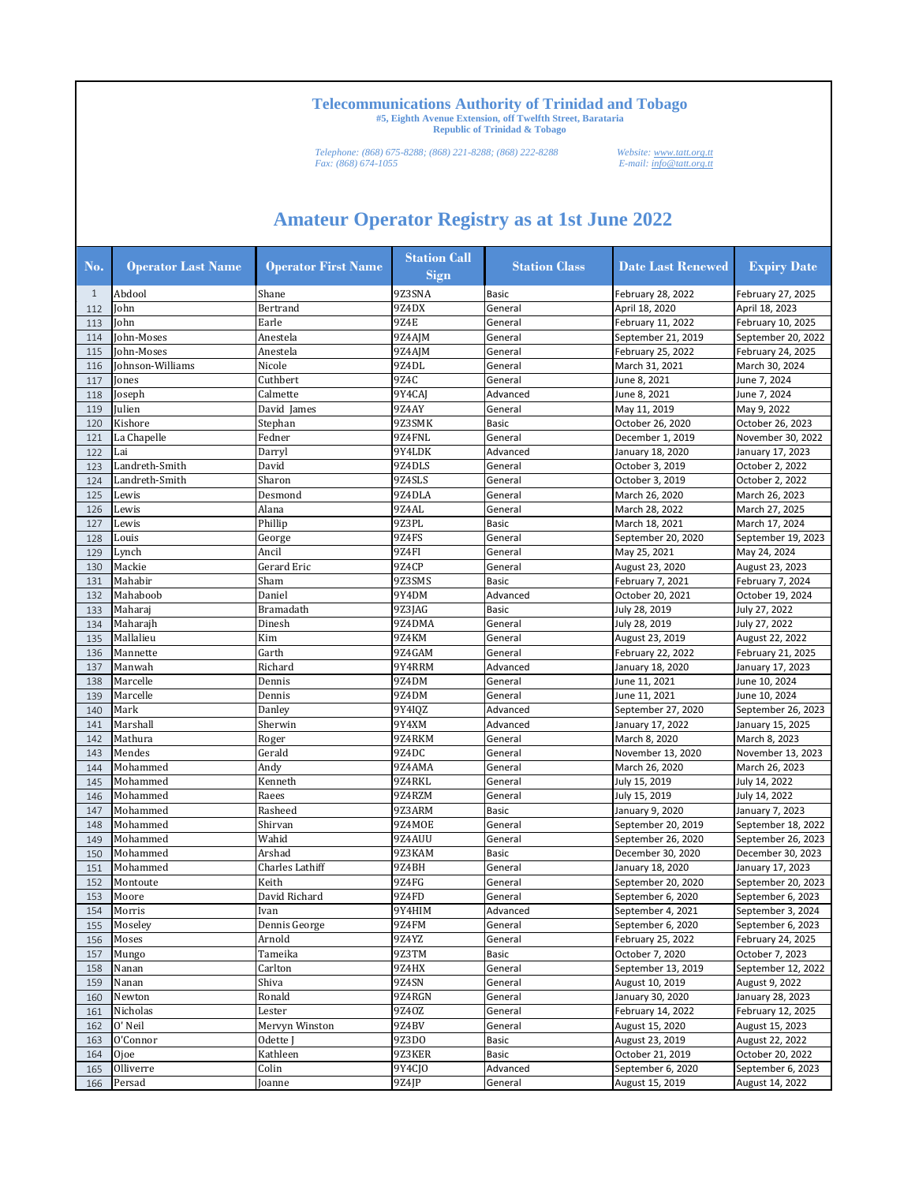# Telecommunications Authority of Trinidad and Tobago

**#5, Eighth Avenue Extension, off Twelfth Street, Barataria**
**Republic of Trinidad & Tobago**

*Telephone: (868) 675-8288; (868) 221-8288; (868) 222-8288*
*Fax: (868) 674-1055*

*Website: www.tatt.org.tt*
*E-mail: info@tatt.org.tt*

## Amateur Operator Registry as at 1st June 2022

| No. | Operator Last Name | Operator First Name | Station Call Sign | Station Class | Date Last Renewed | Expiry Date |
|---|---|---|---|---|---|---|
| 1 | Abdool | Shane | 9Z3SNA | Basic | February 28, 2022 | February 27, 2025 |
| 112 | John | Bertrand | 9Z4DX | General | April 18, 2020 | April 18, 2023 |
| 113 | John | Earle | 9Z4E | General | February 11, 2022 | February 10, 2025 |
| 114 | John-Moses | Anestela | 9Z4AJM | General | September 21, 2019 | September 20, 2022 |
| 115 | John-Moses | Anestela | 9Z4AJM | General | February 25, 2022 | February 24, 2025 |
| 116 | Johnson-Williams | Nicole | 9Z4DL | General | March 31, 2021 | March 30, 2024 |
| 117 | Jones | Cuthbert | 9Z4C | General | June 8, 2021 | June 7, 2024 |
| 118 | Joseph | Calmette | 9Y4CAJ | Advanced | June 8, 2021 | June 7, 2024 |
| 119 | Julien | David James | 9Z4AY | General | May 11, 2019 | May 9, 2022 |
| 120 | Kishore | Stephan | 9Z3SMK | Basic | October 26, 2020 | October 26, 2023 |
| 121 | La Chapelle | Fedner | 9Z4FNL | General | December 1, 2019 | November 30, 2022 |
| 122 | Lai | Darryl | 9Y4LDK | Advanced | January 18, 2020 | January 17, 2023 |
| 123 | Landreth-Smith | David | 9Z4DLS | General | October 3, 2019 | October 2, 2022 |
| 124 | Landreth-Smith | Sharon | 9Z4SLS | General | October 3, 2019 | October 2, 2022 |
| 125 | Lewis | Desmond | 9Z4DLA | General | March 26, 2020 | March 26, 2023 |
| 126 | Lewis | Alana | 9Z4AL | General | March 28, 2022 | March 27, 2025 |
| 127 | Lewis | Phillip | 9Z3PL | Basic | March 18, 2021 | March 17, 2024 |
| 128 | Louis | George | 9Z4FS | General | September 20, 2020 | September 19, 2023 |
| 129 | Lynch | Ancil | 9Z4FI | General | May 25, 2021 | May 24, 2024 |
| 130 | Mackie | Gerard Eric | 9Z4CP | General | August 23, 2020 | August 23, 2023 |
| 131 | Mahabir | Sham | 9Z3SMS | Basic | February 7, 2021 | February 7, 2024 |
| 132 | Mahaboob | Daniel | 9Y4DM | Advanced | October 20, 2021 | October 19, 2024 |
| 133 | Maharaj | Bramadath | 9Z3JAG | Basic | July 28, 2019 | July 27, 2022 |
| 134 | Maharajh | Dinesh | 9Z4DMA | General | July 28, 2019 | July 27, 2022 |
| 135 | Mallalieu | Kim | 9Z4KM | General | August 23, 2019 | August 22, 2022 |
| 136 | Mannette | Garth | 9Z4GAM | General | February 22, 2022 | February 21, 2025 |
| 137 | Manwah | Richard | 9Y4RRM | Advanced | January 18, 2020 | January 17, 2023 |
| 138 | Marcelle | Dennis | 9Z4DM | General | June 11, 2021 | June 10, 2024 |
| 139 | Marcelle | Dennis | 9Z4DM | General | June 11, 2021 | June 10, 2024 |
| 140 | Mark | Danley | 9Y4IQZ | Advanced | September 27, 2020 | September 26, 2023 |
| 141 | Marshall | Sherwin | 9Y4XM | Advanced | January 17, 2022 | January 15, 2025 |
| 142 | Mathura | Roger | 9Z4RKM | General | March 8, 2020 | March 8, 2023 |
| 143 | Mendes | Gerald | 9Z4DC | General | November 13, 2020 | November 13, 2023 |
| 144 | Mohammed | Andy | 9Z4AMA | General | March 26, 2020 | March 26, 2023 |
| 145 | Mohammed | Kenneth | 9Z4RKL | General | July 15, 2019 | July 14, 2022 |
| 146 | Mohammed | Raees | 9Z4RZM | General | July 15, 2019 | July 14, 2022 |
| 147 | Mohammed | Rasheed | 9Z3ARM | Basic | January 9, 2020 | January 7, 2023 |
| 148 | Mohammed | Shirvan | 9Z4MOE | General | September 20, 2019 | September 18, 2022 |
| 149 | Mohammed | Wahid | 9Z4AUU | General | September 26, 2020 | September 26, 2023 |
| 150 | Mohammed | Arshad | 9Z3KAM | Basic | December 30, 2020 | December 30, 2023 |
| 151 | Mohammed | Charles Lathiff | 9Z4BH | General | January 18, 2020 | January 17, 2023 |
| 152 | Montoute | Keith | 9Z4FG | General | September 20, 2020 | September 20, 2023 |
| 153 | Moore | David Richard | 9Z4FD | General | September 6, 2020 | September 6, 2023 |
| 154 | Morris | Ivan | 9Y4HIM | Advanced | September 4, 2021 | September 3, 2024 |
| 155 | Moseley | Dennis George | 9Z4FM | General | September 6, 2020 | September 6, 2023 |
| 156 | Moses | Arnold | 9Z4YZ | General | February 25, 2022 | February 24, 2025 |
| 157 | Mungo | Tameika | 9Z3TM | Basic | October 7, 2020 | October 7, 2023 |
| 158 | Nanan | Carlton | 9Z4HX | General | September 13, 2019 | September 12, 2022 |
| 159 | Nanan | Shiva | 9Z4SN | General | August 10, 2019 | August 9, 2022 |
| 160 | Newton | Ronald | 9Z4RGN | General | January 30, 2020 | January 28, 2023 |
| 161 | Nicholas | Lester | 9Z4OZ | General | February 14, 2022 | February 12, 2025 |
| 162 | O' Neil | Mervyn Winston | 9Z4BV | General | August 15, 2020 | August 15, 2023 |
| 163 | O'Connor | Odette J | 9Z3DO | Basic | August 23, 2019 | August 22, 2022 |
| 164 | Ojoe | Kathleen | 9Z3KER | Basic | October 21, 2019 | October 20, 2022 |
| 165 | Olliverre | Colin | 9Y4CJO | Advanced | September 6, 2020 | September 6, 2023 |
| 166 | Persad | Joanne | 9Z4JP | General | August 15, 2019 | August 14, 2022 |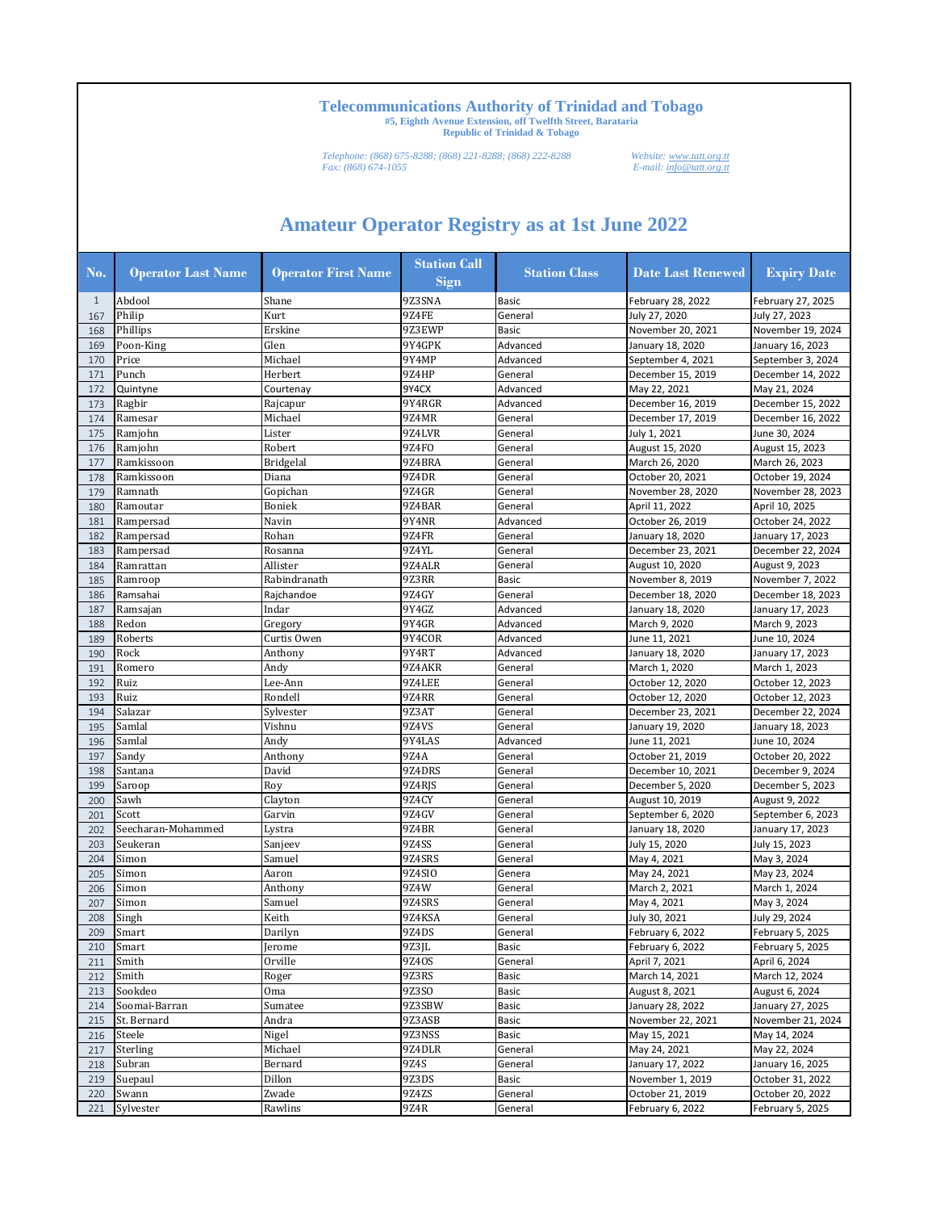# Telecommunications Authority of Trinidad and Tobago

**#5, Eighth Avenue Extension, off Twelfth Street, Barataria**
**Republic of Trinidad & Tobago**

*Telephone: (868) 675-8288; (868) 221-8288; (868) 222-8288*
*Fax: (868) 674-1055*

*Website: www.tatt.org.tt*
*E-mail: info@tatt.org.tt*

## Amateur Operator Registry as at 1st June 2022

| No. | Operator Last Name | Operator First Name | Station Call Sign | Station Class | Date Last Renewed | Expiry Date |
|---|---|---|---|---|---|---|
| 1 | Abdool | Shane | 9Z3SNA | Basic | February 28, 2022 | February 27, 2025 |
| 167 | Philip | Kurt | 9Z4FE | General | July 27, 2020 | July 27, 2023 |
| 168 | Phillips | Erskine | 9Z3EWP | Basic | November 20, 2021 | November 19, 2024 |
| 169 | Poon-King | Glen | 9Y4GPK | Advanced | January 18, 2020 | January 16, 2023 |
| 170 | Price | Michael | 9Y4MP | Advanced | September 4, 2021 | September 3, 2024 |
| 171 | Punch | Herbert | 9Z4HP | General | December 15, 2019 | December 14, 2022 |
| 172 | Quintyne | Courtenay | 9Y4CX | Advanced | May 22, 2021 | May 21, 2024 |
| 173 | Ragbir | Rajcapur | 9Y4RGR | Advanced | December 16, 2019 | December 15, 2022 |
| 174 | Ramesar | Michael | 9Z4MR | General | December 17, 2019 | December 16, 2022 |
| 175 | Ramjohn | Lister | 9Z4LVR | General | July 1, 2021 | June 30, 2024 |
| 176 | Ramjohn | Robert | 9Z4FO | General | August 15, 2020 | August 15, 2023 |
| 177 | Ramkissoon | Bridgelal | 9Z4BRA | General | March 26, 2020 | March 26, 2023 |
| 178 | Ramkissoon | Diana | 9Z4DR | General | October 20, 2021 | October 19, 2024 |
| 179 | Ramnath | Gopichan | 9Z4GR | General | November 28, 2020 | November 28, 2023 |
| 180 | Ramoutar | Boniek | 9Z4BAR | General | April 11, 2022 | April 10, 2025 |
| 181 | Rampersad | Navin | 9Y4NR | Advanced | October 26, 2019 | October 24, 2022 |
| 182 | Rampersad | Rohan | 9Z4FR | General | January 18, 2020 | January 17, 2023 |
| 183 | Rampersad | Rosanna | 9Z4YL | General | December 23, 2021 | December 22, 2024 |
| 184 | Ramrattan | Allister | 9Z4ALR | General | August 10, 2020 | August 9, 2023 |
| 185 | Ramroop | Rabindranath | 9Z3RR | Basic | November 8, 2019 | November 7, 2022 |
| 186 | Ramsahai | Rajchandoe | 9Z4GY | General | December 18, 2020 | December 18, 2023 |
| 187 | Ramsajan | Indar | 9Y4GZ | Advanced | January 18, 2020 | January 17, 2023 |
| 188 | Redon | Gregory | 9Y4GR | Advanced | March 9, 2020 | March 9, 2023 |
| 189 | Roberts | Curtis Owen | 9Y4COR | Advanced | June 11, 2021 | June 10, 2024 |
| 190 | Rock | Anthony | 9Y4RT | Advanced | January 18, 2020 | January 17, 2023 |
| 191 | Romero | Andy | 9Z4AKR | General | March 1, 2020 | March 1, 2023 |
| 192 | Ruiz | Lee-Ann | 9Z4LEE | General | October 12, 2020 | October 12, 2023 |
| 193 | Ruiz | Rondell | 9Z4RR | General | October 12, 2020 | October 12, 2023 |
| 194 | Salazar | Sylvester | 9Z3AT | General | December 23, 2021 | December 22, 2024 |
| 195 | Samlal | Vishnu | 9Z4VS | General | January 19, 2020 | January 18, 2023 |
| 196 | Samlal | Andy | 9Y4LAS | Advanced | June 11, 2021 | June 10, 2024 |
| 197 | Sandy | Anthony | 9Z4A | General | October 21, 2019 | October 20, 2022 |
| 198 | Santana | David | 9Z4DRS | General | December 10, 2021 | December 9, 2024 |
| 199 | Saroop | Roy | 9Z4RJS | General | December 5, 2020 | December 5, 2023 |
| 200 | Sawh | Clayton | 9Z4CY | General | August 10, 2019 | August 9, 2022 |
| 201 | Scott | Garvin | 9Z4GV | General | September 6, 2020 | September 6, 2023 |
| 202 | Seecharan-Mohammed | Lystra | 9Z4BR | General | January 18, 2020 | January 17, 2023 |
| 203 | Seukeran | Sanjeev | 9Z4SS | General | July 15, 2020 | July 15, 2023 |
| 204 | Simon | Samuel | 9Z4SRS | General | May 4, 2021 | May 3, 2024 |
| 205 | Simon | Aaron | 9Z4SIO | Genera | May 24, 2021 | May 23, 2024 |
| 206 | Simon | Anthony | 9Z4W | General | March 2, 2021 | March 1, 2024 |
| 207 | Simon | Samuel | 9Z4SRS | General | May 4, 2021 | May 3, 2024 |
| 208 | Singh | Keith | 9Z4KSA | General | July 30, 2021 | July 29, 2024 |
| 209 | Smart | Darilyn | 9Z4DS | General | February 6, 2022 | February 5, 2025 |
| 210 | Smart | Jerome | 9Z3JL | Basic | February 6, 2022 | February 5, 2025 |
| 211 | Smith | Orville | 9Z4OS | General | April 7, 2021 | April 6, 2024 |
| 212 | Smith | Roger | 9Z3RS | Basic | March 14, 2021 | March 12, 2024 |
| 213 | Sookdeo | Oma | 9Z3SO | Basic | August 8, 2021 | August 6, 2024 |
| 214 | Soomai-Barran | Sumatee | 9Z3SBW | Basic | January 28, 2022 | January 27, 2025 |
| 215 | St. Bernard | Andra | 9Z3ASB | Basic | November 22, 2021 | November 21, 2024 |
| 216 | Steele | Nigel | 9Z3NSS | Basic | May 15, 2021 | May 14, 2024 |
| 217 | Sterling | Michael | 9Z4DLR | General | May 24, 2021 | May 22, 2024 |
| 218 | Subran | Bernard | 9Z4S | General | January 17, 2022 | January 16, 2025 |
| 219 | Suepaul | Dillon | 9Z3DS | Basic | November 1, 2019 | October 31, 2022 |
| 220 | Swann | Zwade | 9Z4ZS | General | October 21, 2019 | October 20, 2022 |
| 221 | Sylvester | Rawlins | 9Z4R | General | February 6, 2022 | February 5, 2025 |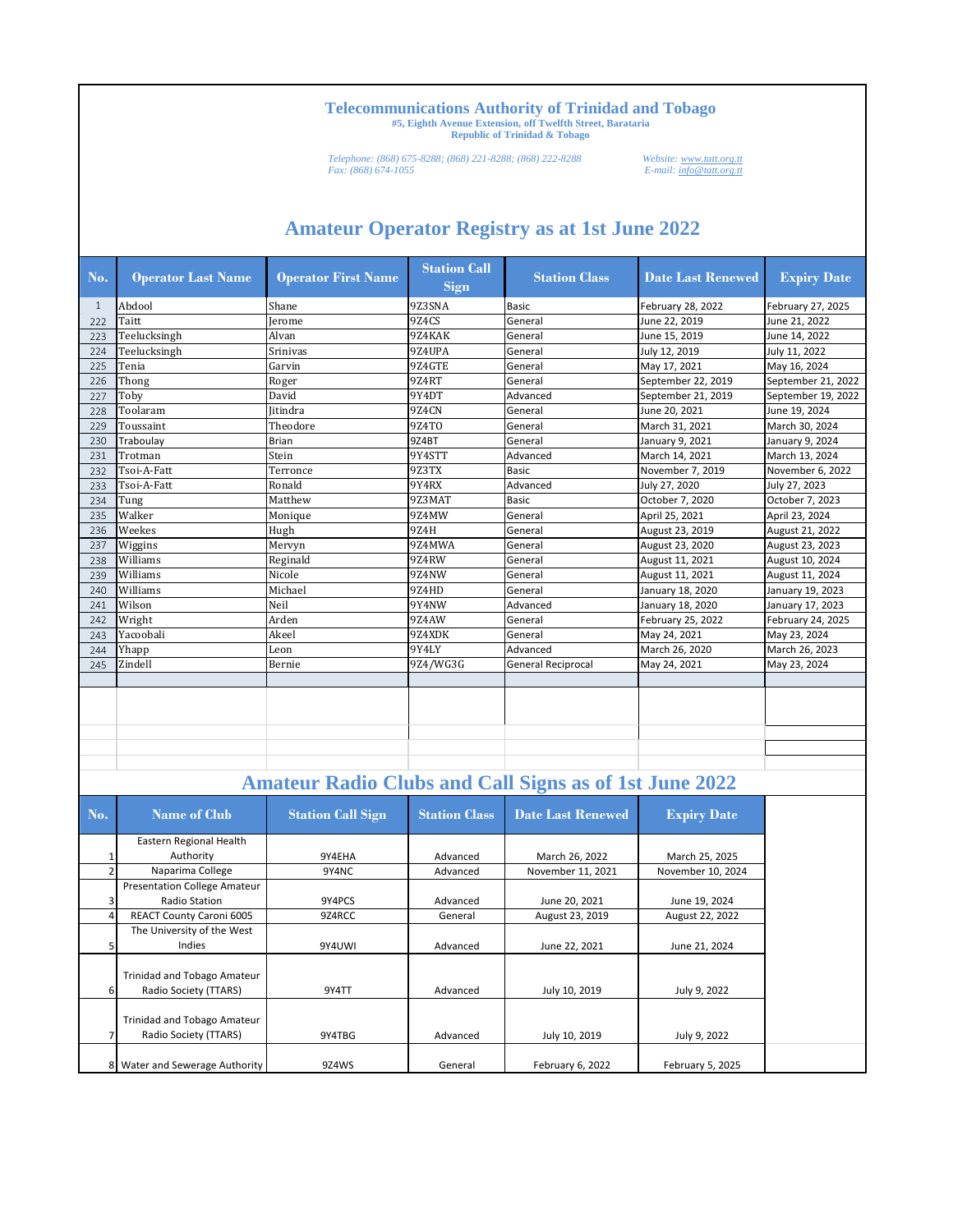**Telecommunications Authority of Trinidad and Tobago**
**#5, Eighth Avenue Extension, off Twelfth Street, Barataria**
**Republic of Trinidad & Tobago**

*Telephone: (868) 675-8288; (868) 221-8288; (868) 222-8288*
*Fax: (868) 674-1055*

*Website: www.tatt.org.tt*
*E-mail: info@tatt.org.tt*

# Amateur Operator Registry as at 1st June 2022

| No. | Operator Last Name | Operator First Name | Station Call Sign | Station Class | Date Last Renewed | Expiry Date |
|---|---|---|---|---|---|---|
| 1 | Abdool | Shane | 9Z3SNA | Basic | February 28, 2022 | February 27, 2025 |
| 222 | Taitt | Jerome | 9Z4CS | General | June 22, 2019 | June 21, 2022 |
| 223 | Teelucksingh | Alvan | 9Z4KAK | General | June 15, 2019 | June 14, 2022 |
| 224 | Teelucksingh | Srinivas | 9Z4UPA | General | July 12, 2019 | July 11, 2022 |
| 225 | Tenia | Garvin | 9Z4GTE | General | May 17, 2021 | May 16, 2024 |
| 226 | Thong | Roger | 9Z4RT | General | September 22, 2019 | September 21, 2022 |
| 227 | Toby | David | 9Y4DT | Advanced | September 21, 2019 | September 19, 2022 |
| 228 | Toolaram | Jitindra | 9Z4CN | General | June 20, 2021 | June 19, 2024 |
| 229 | Toussaint | Theodore | 9Z4TO | General | March 31, 2021 | March 30, 2024 |
| 230 | Traboulay | Brian | 9Z4BT | General | January 9, 2021 | January 9, 2024 |
| 231 | Trotman | Stein | 9Y4STT | Advanced | March 14, 2021 | March 13, 2024 |
| 232 | Tsoi-A-Fatt | Terronce | 9Z3TX | Basic | November 7, 2019 | November 6, 2022 |
| 233 | Tsoi-A-Fatt | Ronald | 9Y4RX | Advanced | July 27, 2020 | July 27, 2023 |
| 234 | Tung | Matthew | 9Z3MAT | Basic | October 7, 2020 | October 7, 2023 |
| 235 | Walker | Monique | 9Z4MW | General | April 25, 2021 | April 23, 2024 |
| 236 | Weekes | Hugh | 9Z4H | General | August 23, 2019 | August 21, 2022 |
| 237 | Wiggins | Mervyn | 9Z4MWA | General | August 23, 2020 | August 23, 2023 |
| 238 | Williams | Reginald | 9Z4RW | General | August 11, 2021 | August 10, 2024 |
| 239 | Williams | Nicole | 9Z4NW | General | August 11, 2021 | August 11, 2024 |
| 240 | Williams | Michael | 9Z4HD | General | January 18, 2020 | January 19, 2023 |
| 241 | Wilson | Neil | 9Y4NW | Advanced | January 18, 2020 | January 17, 2023 |
| 242 | Wright | Arden | 9Z4AW | General | February 25, 2022 | February 24, 2025 |
| 243 | Yacoobali | Akeel | 9Z4XDK | General | May 24, 2021 | May 23, 2024 |
| 244 | Yhapp | Leon | 9Y4LY | Advanced | March 26, 2020 | March 26, 2023 |
| 245 | Zindell | Bernie | 9Z4/WG3G | General Reciprocal | May 24, 2021 | May 23, 2024 |

# Amateur Radio Clubs and Call Signs as of 1st June 2022

| No. | Name of Club | Station Call Sign | Station Class | Date Last Renewed | Expiry Date |
|---|---|---|---|---|---|
| 1 | Eastern Regional Health Authority | 9Y4EHA | Advanced | March 26, 2022 | March 25, 2025 |
| 2 | Naparima College | 9Y4NC | Advanced | November 11, 2021 | November 10, 2024 |
| 3 | Presentation College Amateur Radio Station | 9Y4PCS | Advanced | June 20, 2021 | June 19, 2024 |
| 4 | REACT County Caroni 6005 | 9Z4RCC | General | August 23, 2019 | August 22, 2022 |
| 5 | The University of the West Indies | 9Y4UWI | Advanced | June 22, 2021 | June 21, 2024 |
| 6 | Trinidad and Tobago Amateur Radio Society (TTARS) | 9Y4TT | Advanced | July 10, 2019 | July 9, 2022 |
| 7 | Trinidad and Tobago Amateur Radio Society (TTARS) | 9Y4TBG | Advanced | July 10, 2019 | July 9, 2022 |
| 8 | Water and Sewerage Authority | 9Z4WS | General | February 6, 2022 | February 5, 2025 |